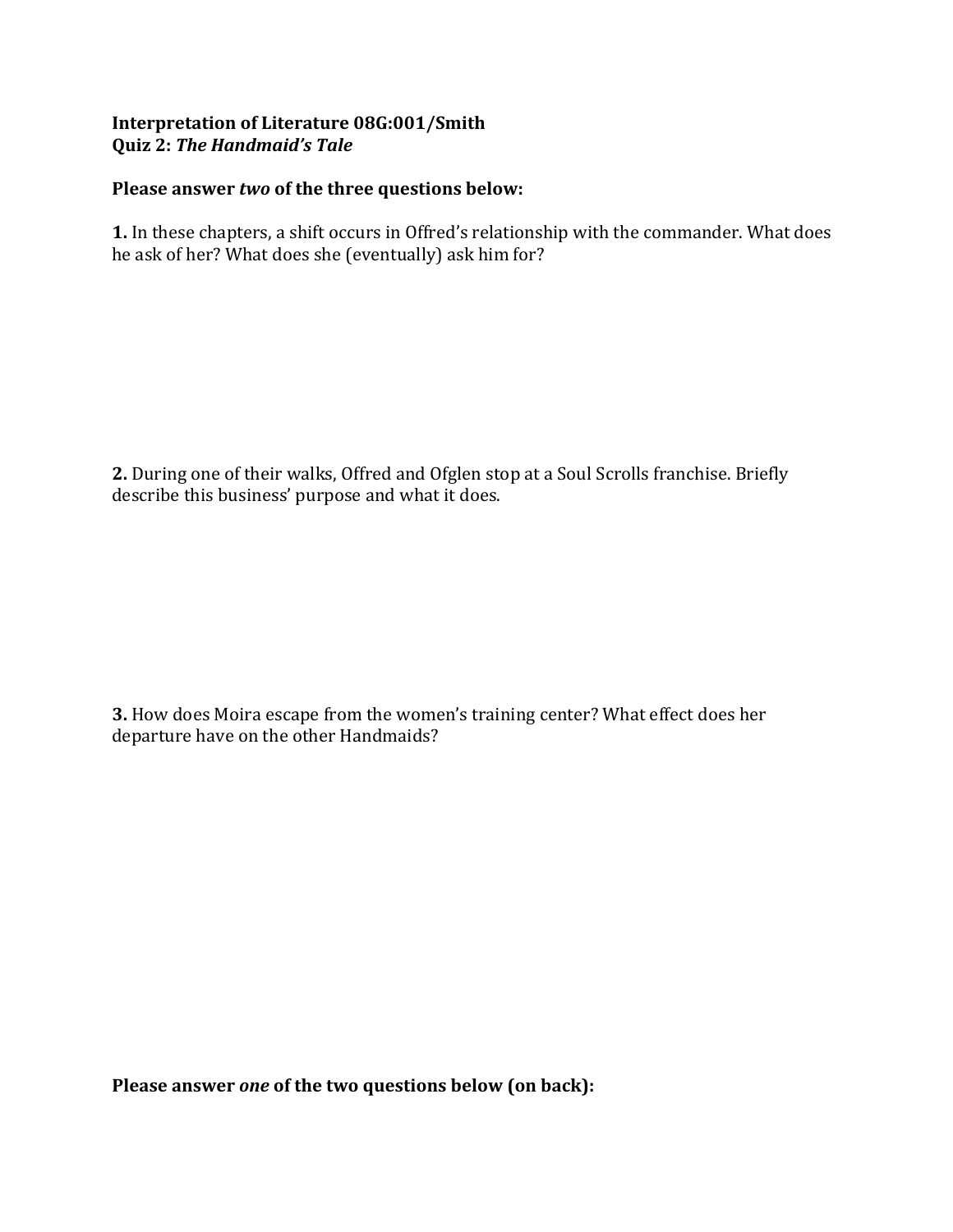**Interpretation of Literature 08G:001/Smith**
**Quiz 2: *The Handmaid's Tale***

**Please answer *two* of the three questions below:**

**1.** In these chapters, a shift occurs in Offred's relationship with the commander. What does he ask of her? What does she (eventually) ask him for?

**2.** During one of their walks, Offred and Ofglen stop at a Soul Scrolls franchise. Briefly describe this business' purpose and what it does.

**3.** How does Moira escape from the women's training center? What effect does her departure have on the other Handmaids?

**Please answer *one* of the two questions below (on back):**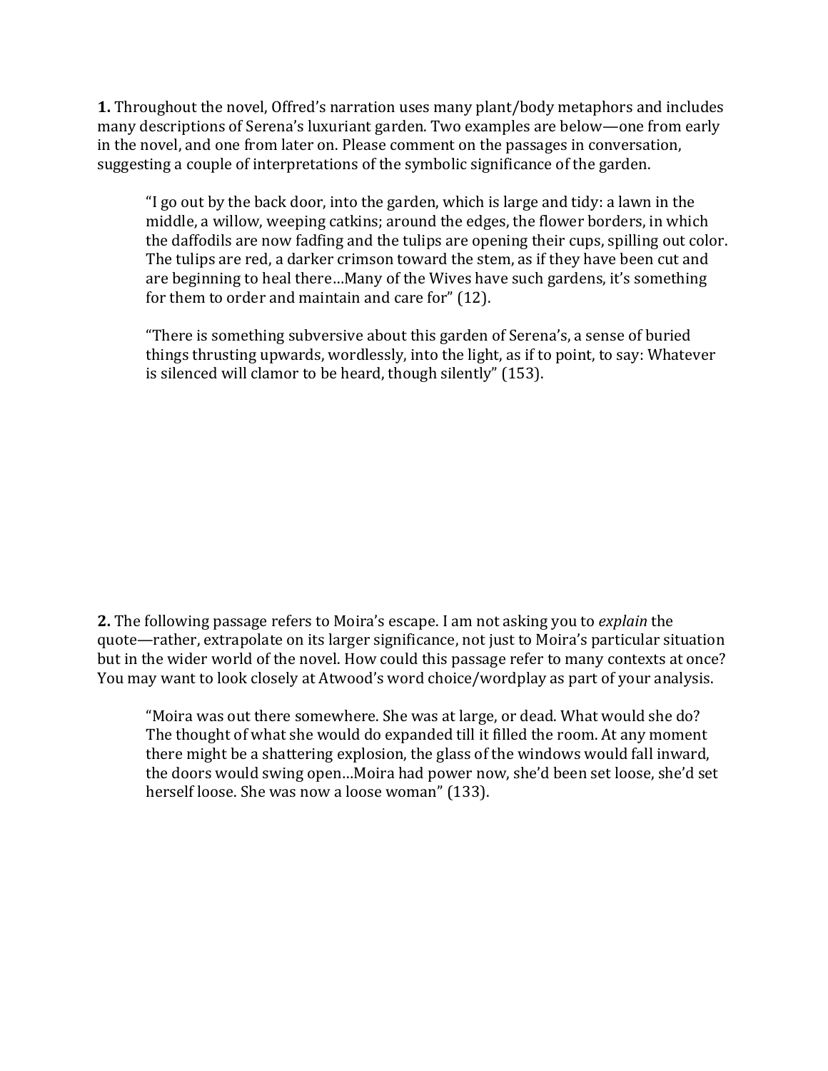**1.** Throughout the novel, Offred's narration uses many plant/body metaphors and includes many descriptions of Serena's luxuriant garden. Two examples are below—one from early in the novel, and one from later on. Please comment on the passages in conversation, suggesting a couple of interpretations of the symbolic significance of the garden.

> "I go out by the back door, into the garden, which is large and tidy: a lawn in the middle, a willow, weeping catkins; around the edges, the flower borders, in which the daffodils are now fadfing and the tulips are opening their cups, spilling out color. The tulips are red, a darker crimson toward the stem, as if they have been cut and are beginning to heal there…Many of the Wives have such gardens, it's something for them to order and maintain and care for" (12).

> "There is something subversive about this garden of Serena's, a sense of buried things thrusting upwards, wordlessly, into the light, as if to point, to say: Whatever is silenced will clamor to be heard, though silently" (153).

**2.** The following passage refers to Moira's escape. I am not asking you to *explain* the quote—rather, extrapolate on its larger significance, not just to Moira's particular situation but in the wider world of the novel. How could this passage refer to many contexts at once? You may want to look closely at Atwood's word choice/wordplay as part of your analysis.

> "Moira was out there somewhere. She was at large, or dead. What would she do? The thought of what she would do expanded till it filled the room. At any moment there might be a shattering explosion, the glass of the windows would fall inward, the doors would swing open…Moira had power now, she'd been set loose, she'd set herself loose. She was now a loose woman" (133).